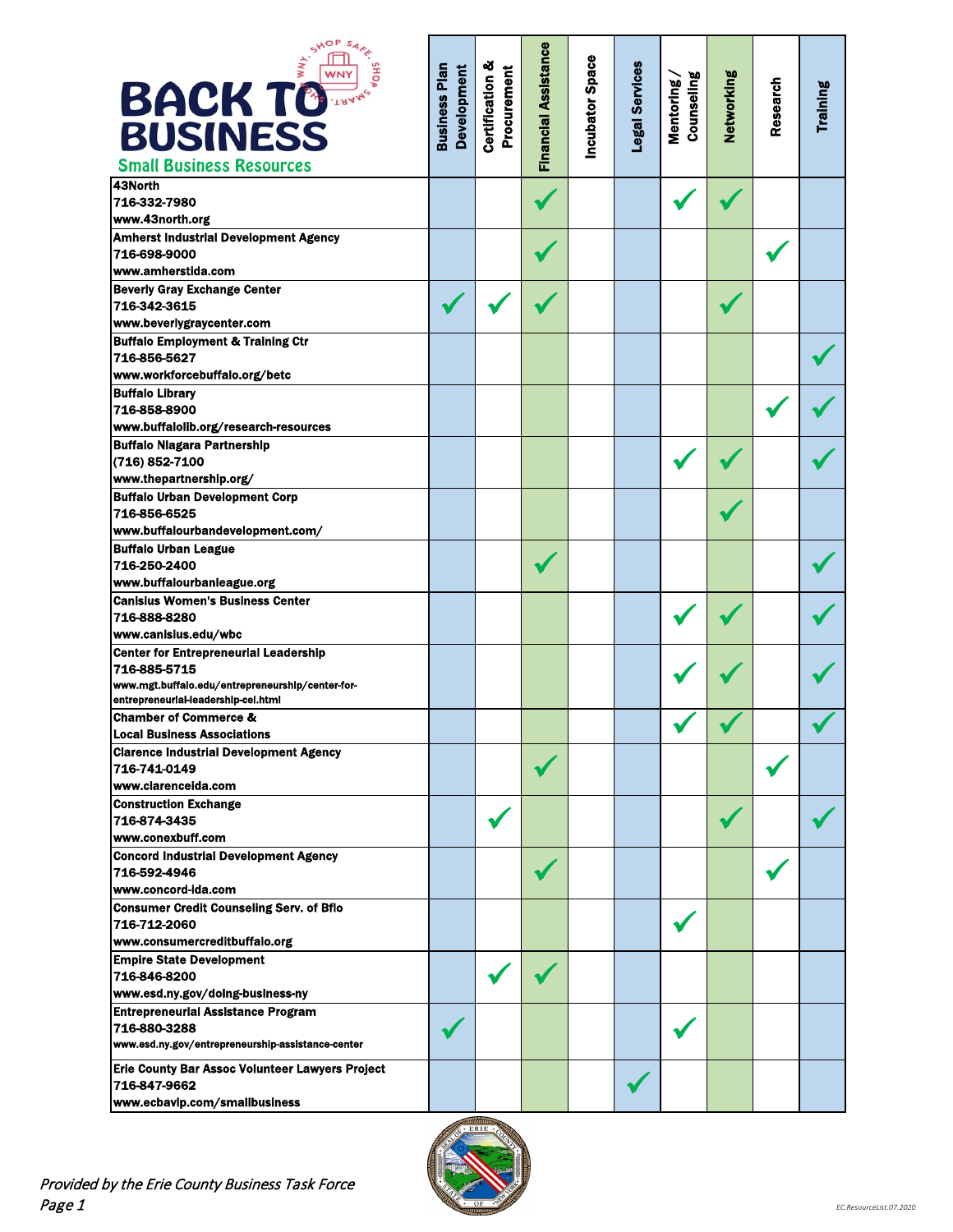# BACK TO BUSINESS

WNY. SHOP SAFE. SHOP SMART.

## Small Business Resources

| | Business Plan Development | Certification & Procurement | Financial Assistance | Incubator Space | Legal Services | Mentoring / Counseling | Networking | Research | Training |
|---|---|---|---|---|---|---|---|---|---|
| **43North**<br>**716-332-7980**<br>**www.43north.org** | | | ✓ | | | ✓ | ✓ | | |
| **Amherst Industrial Development Agency**<br>**716-698-9000**<br>**www.amherstida.com** | | | ✓ | | | | | ✓ | |
| **Beverly Gray Exchange Center**<br>**716-342-3615**<br>**www.beverlygraycenter.com** | ✓ | ✓ | ✓ | | | | ✓ | | |
| **Buffalo Employment & Training Ctr**<br>**716-856-5627**<br>**www.workforcebuffalo.org/betc** | | | | | | | | | ✓ |
| **Buffalo Library**<br>**716-858-8900**<br>**www.buffalolib.org/research-resources** | | | | | | | | ✓ | ✓ |
| **Buffalo Niagara Partnership**<br>**(716) 852-7100**<br>**www.thepartnership.org/** | | | | | | ✓ | ✓ | | ✓ |
| **Buffalo Urban Development Corp**<br>**716-856-6525**<br>**www.buffalourbandevelopment.com/** | | | | | | | ✓ | | |
| **Buffalo Urban League**<br>**716-250-2400**<br>**www.buffalourbanleague.org** | | | ✓ | | | | | | ✓ |
| **Canisius Women's Business Center**<br>**716-888-8280**<br>**www.canisius.edu/wbc** | | | | | | ✓ | ✓ | | ✓ |
| **Center for Entrepreneurial Leadership**<br>**716-885-5715**<br>**www.mgt.buffalo.edu/entrepreneurship/center-for-entrepreneurial-leadership-cel.html** | | | | | | ✓ | ✓ | | ✓ |
| **Chamber of Commerce &**<br>**Local Business Associations** | | | | | | ✓ | ✓ | | ✓ |
| **Clarence Industrial Development Agency**<br>**716-741-0149**<br>**www.clarenceida.com** | | | ✓ | | | | | ✓ | |
| **Construction Exchange**<br>**716-874-3435**<br>**www.conexbuff.com** | | ✓ | | | | | ✓ | | ✓ |
| **Concord Industrial Development Agency**<br>**716-592-4946**<br>**www.concord-ida.com** | | | ✓ | | | | | ✓ | |
| **Consumer Credit Counseling Serv. of Bflo**<br>**716-712-2060**<br>**www.consumercreditbuffalo.org** | | | | | | ✓ | | | |
| **Empire State Development**<br>**716-846-8200**<br>**www.esd.ny.gov/doing-business-ny** | | ✓ | ✓ | | | | | | |
| **Entrepreneurial Assistance Program**<br>**716-880-3288**<br>**www.esd.ny.gov/entrepreneurship-assistance-center** | ✓ | | | | | ✓ | | | |
| **Erie County Bar Assoc Volunteer Lawyers Project**<br>**716-847-9662**<br>**www.ecbavlp.com/smallbusiness** | | | | | ✓ | | | | |

*Provided by the Erie County Business Task Force*

EC.ResourceList.07.2020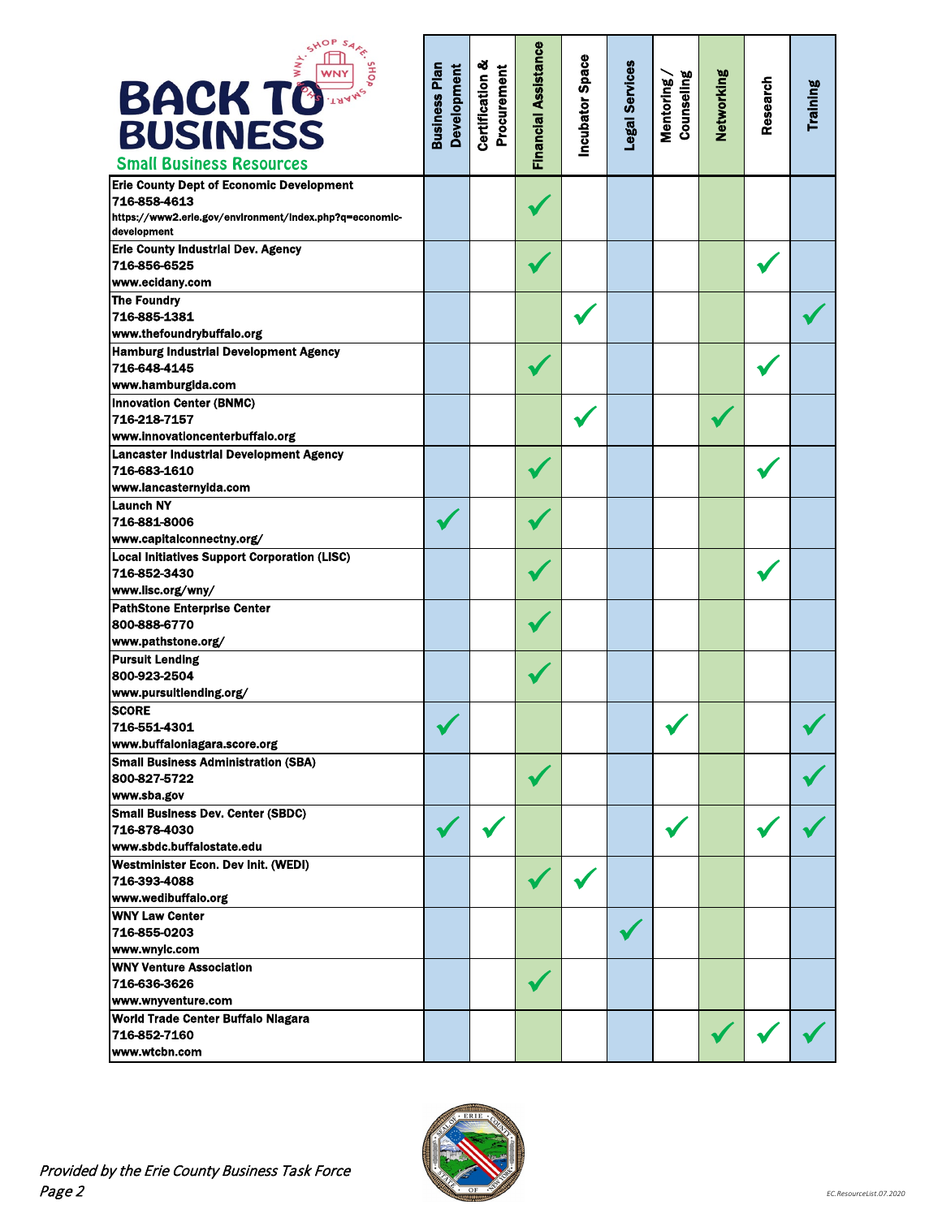# BACK TO BUSINESS

## Small Business Resources

| | Business Plan Development | Certification & Procurement | Financial Assistance | Incubator Space | Legal Services | Mentoring / Counseling | Networking | Research | Training |
|---|---|---|---|---|---|---|---|---|---|
| **Erie County Dept of Economic Development** 716-858-4613 https://www2.erie.gov/environment/index.php?q=economic-development | | | ✓ | | | | | | |
| **Erie County Industrial Dev. Agency** 716-856-6525 www.ecidany.com | | | ✓ | | | | | ✓ | |
| **The Foundry** 716-885-1381 www.thefoundrybuffalo.org | | | | ✓ | | | | | ✓ |
| **Hamburg Industrial Development Agency** 716-648-4145 www.hamburgida.com | | | ✓ | | | | | ✓ | |
| **Innovation Center (BNMC)** 716-218-7157 www.innovationcenterbuffalo.org | | | | ✓ | | | ✓ | | |
| **Lancaster Industrial Development Agency** 716-683-1610 www.lancasternyida.com | | | ✓ | | | | | ✓ | |
| **Launch NY** 716-881-8006 www.capitalconnectny.org/ | ✓ | | ✓ | | | | | | |
| **Local Initiatives Support Corporation (LISC)** 716-852-3430 www.lisc.org/wny/ | | | ✓ | | | | | ✓ | |
| **PathStone Enterprise Center** 800-888-6770 www.pathstone.org/ | | | ✓ | | | | | | |
| **Pursuit Lending** 800-923-2504 www.pursuitlending.org/ | | | ✓ | | | | | | |
| **SCORE** 716-551-4301 www.buffaloniagara.score.org | ✓ | | | | | ✓ | | | ✓ |
| **Small Business Administration (SBA)** 800-827-5722 www.sba.gov | | | ✓ | | | | | | ✓ |
| **Small Business Dev. Center (SBDC)** 716-878-4030 www.sbdc.buffalostate.edu | ✓ | ✓ | | | | ✓ | | ✓ | ✓ |
| **Westminister Econ. Dev Init. (WEDI)** 716-393-4088 www.wedibuffalo.org | | | ✓ | ✓ | | | | | |
| **WNY Law Center** 716-855-0203 www.wnylc.com | | | | | ✓ | | | | |
| **WNY Venture Association** 716-636-3626 www.wnyventure.com | | | ✓ | | | | | | |
| **World Trade Center Buffalo Niagara** 716-852-7160 www.wtcbn.com | | | | | | | ✓ | ✓ | ✓ |

*Provided by the Erie County Business Task Force*

EC.ResourceList.07.2020